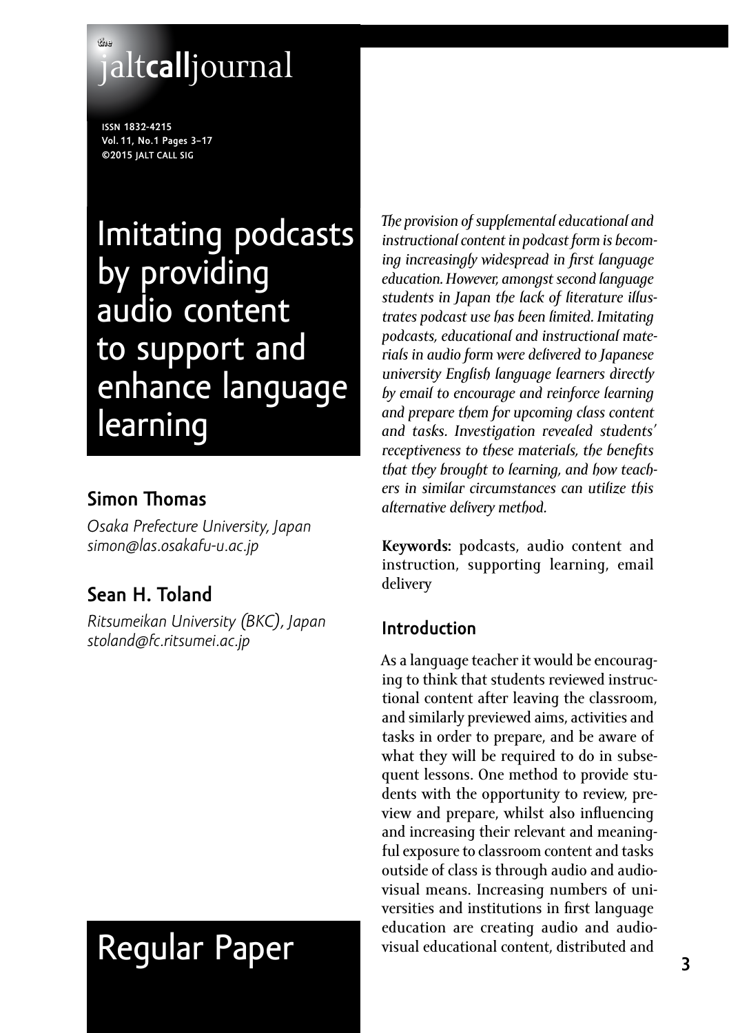# Imitating podcasts by providing audio content to support and enhance language learning

## Simon Thomas

*Osaka Prefecture University, Japan*
*simon@las.osakafu-u.ac.jp*

## Sean H. Toland

*Ritsumeikan University (BKC), Japan*
*stoland@fc.ritsumei.ac.jp*

Regular Paper

*The provision of supplemental educational and instructional content in podcast form is becoming increasingly widespread in first language education. However, amongst second language students in Japan the lack of literature illustrates podcast use has been limited. Imitating podcasts, educational and instructional materials in audio form were delivered to Japanese university English language learners directly by email to encourage and reinforce learning and prepare them for upcoming class content and tasks. Investigation revealed students' receptiveness to these materials, the benefits that they brought to learning, and how teachers in similar circumstances can utilize this alternative delivery method.*

**Keywords:** podcasts, audio content and instruction, supporting learning, email delivery

## Introduction

As a language teacher it would be encouraging to think that students reviewed instructional content after leaving the classroom, and similarly previewed aims, activities and tasks in order to prepare, and be aware of what they will be required to do in subsequent lessons. One method to provide students with the opportunity to review, preview and prepare, whilst also influencing and increasing their relevant and meaningful exposure to classroom content and tasks outside of class is through audio and audio-visual means. Increasing numbers of universities and institutions in first language education are creating audio and audio-visual educational content, distributed and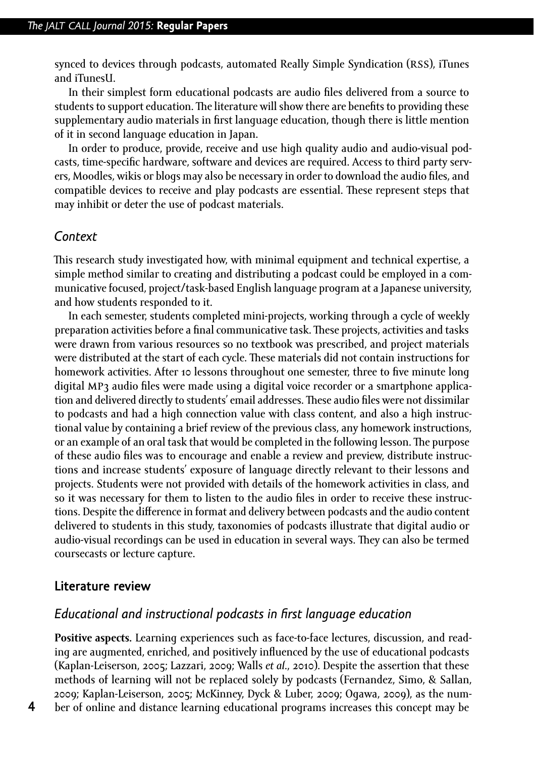synced to devices through podcasts, automated Really Simple Syndication (RSS), iTunes and iTunesU.

In their simplest form educational podcasts are audio files delivered from a source to students to support education. The literature will show there are benefits to providing these supplementary audio materials in first language education, though there is little mention of it in second language education in Japan.

In order to produce, provide, receive and use high quality audio and audio-visual podcasts, time-specific hardware, software and devices are required. Access to third party servers, Moodles, wikis or blogs may also be necessary in order to download the audio files, and compatible devices to receive and play podcasts are essential. These represent steps that may inhibit or deter the use of podcast materials.

### *Context*

This research study investigated how, with minimal equipment and technical expertise, a simple method similar to creating and distributing a podcast could be employed in a communicative focused, project/task-based English language program at a Japanese university, and how students responded to it.

In each semester, students completed mini-projects, working through a cycle of weekly preparation activities before a final communicative task. These projects, activities and tasks were drawn from various resources so no textbook was prescribed, and project materials were distributed at the start of each cycle. These materials did not contain instructions for homework activities. After 10 lessons throughout one semester, three to five minute long digital MP3 audio files were made using a digital voice recorder or a smartphone application and delivered directly to students' email addresses. These audio files were not dissimilar to podcasts and had a high connection value with class content, and also a high instructional value by containing a brief review of the previous class, any homework instructions, or an example of an oral task that would be completed in the following lesson. The purpose of these audio files was to encourage and enable a review and preview, distribute instructions and increase students' exposure of language directly relevant to their lessons and projects. Students were not provided with details of the homework activities in class, and so it was necessary for them to listen to the audio files in order to receive these instructions. Despite the difference in format and delivery between podcasts and the audio content delivered to students in this study, taxonomies of podcasts illustrate that digital audio or audio-visual recordings can be used in education in several ways. They can also be termed coursecasts or lecture capture.

## Literature review

### *Educational and instructional podcasts in first language education*

**Positive aspects.** Learning experiences such as face-to-face lectures, discussion, and reading are augmented, enriched, and positively influenced by the use of educational podcasts (Kaplan-Leiserson, 2005; Lazzari, 2009; Walls *et al.*, 2010). Despite the assertion that these methods of learning will not be replaced solely by podcasts (Fernandez, Simo, & Sallan, 2009; Kaplan-Leiserson, 2005; McKinney, Dyck & Luber, 2009; Ogawa, 2009), as the number of online and distance learning educational programs increases this concept may be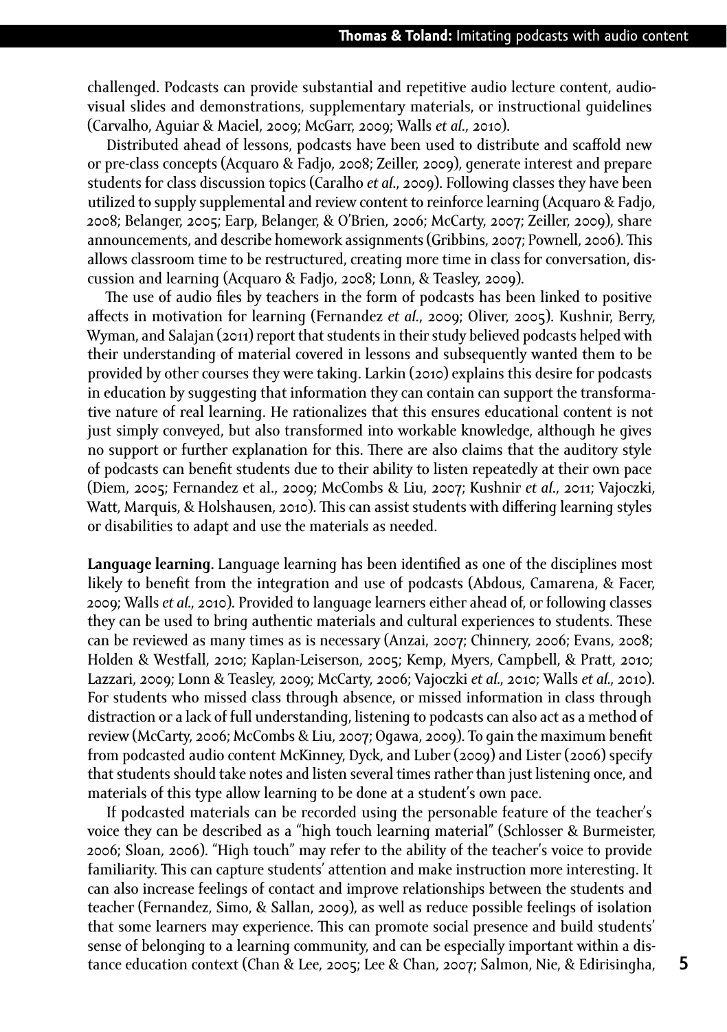challenged. Podcasts can provide substantial and repetitive audio lecture content, audio-visual slides and demonstrations, supplementary materials, or instructional guidelines (Carvalho, Aguiar & Maciel, 2009; McGarr, 2009; Walls *et al*., 2010).

Distributed ahead of lessons, podcasts have been used to distribute and scaffold new or pre-class concepts (Acquaro & Fadjo, 2008; Zeiller, 2009), generate interest and prepare students for class discussion topics (Caralho *et al*., 2009). Following classes they have been utilized to supply supplemental and review content to reinforce learning (Acquaro & Fadjo, 2008; Belanger, 2005; Earp, Belanger, & O'Brien, 2006; McCarty, 2007; Zeiller, 2009), share announcements, and describe homework assignments (Gribbins, 2007; Pownell, 2006). This allows classroom time to be restructured, creating more time in class for conversation, discussion and learning (Acquaro & Fadjo, 2008; Lonn, & Teasley, 2009).

The use of audio files by teachers in the form of podcasts has been linked to positive affects in motivation for learning (Fernandez *et al*., 2009; Oliver, 2005). Kushnir, Berry, Wyman, and Salajan (2011) report that students in their study believed podcasts helped with their understanding of material covered in lessons and subsequently wanted them to be provided by other courses they were taking. Larkin (2010) explains this desire for podcasts in education by suggesting that information they can contain can support the transformative nature of real learning. He rationalizes that this ensures educational content is not just simply conveyed, but also transformed into workable knowledge, although he gives no support or further explanation for this. There are also claims that the auditory style of podcasts can benefit students due to their ability to listen repeatedly at their own pace (Diem, 2005; Fernandez et al., 2009; McCombs & Liu, 2007; Kushnir *et al*., 2011; Vajoczki, Watt, Marquis, & Holshausen, 2010). This can assist students with differing learning styles or disabilities to adapt and use the materials as needed.

**Language learning.** Language learning has been identified as one of the disciplines most likely to benefit from the integration and use of podcasts (Abdous, Camarena, & Facer, 2009; Walls *et al*., 2010). Provided to language learners either ahead of, or following classes they can be used to bring authentic materials and cultural experiences to students. These can be reviewed as many times as is necessary (Anzai, 2007; Chinnery, 2006; Evans, 2008; Holden & Westfall, 2010; Kaplan-Leiserson, 2005; Kemp, Myers, Campbell, & Pratt, 2010; Lazzari, 2009; Lonn & Teasley, 2009; McCarty, 2006; Vajoczki *et al*., 2010; Walls *et al*., 2010). For students who missed class through absence, or missed information in class through distraction or a lack of full understanding, listening to podcasts can also act as a method of review (McCarty, 2006; McCombs & Liu, 2007; Ogawa, 2009). To gain the maximum benefit from podcasted audio content McKinney, Dyck, and Luber (2009) and Lister (2006) specify that students should take notes and listen several times rather than just listening once, and materials of this type allow learning to be done at a student's own pace.

If podcasted materials can be recorded using the personable feature of the teacher's voice they can be described as a "high touch learning material" (Schlosser & Burmeister, 2006; Sloan, 2006). "High touch" may refer to the ability of the teacher's voice to provide familiarity. This can capture students' attention and make instruction more interesting. It can also increase feelings of contact and improve relationships between the students and teacher (Fernandez, Simo, & Sallan, 2009), as well as reduce possible feelings of isolation that some learners may experience. This can promote social presence and build students' sense of belonging to a learning community, and can be especially important within a distance education context (Chan & Lee, 2005; Lee & Chan, 2007; Salmon, Nie, & Edirisingha,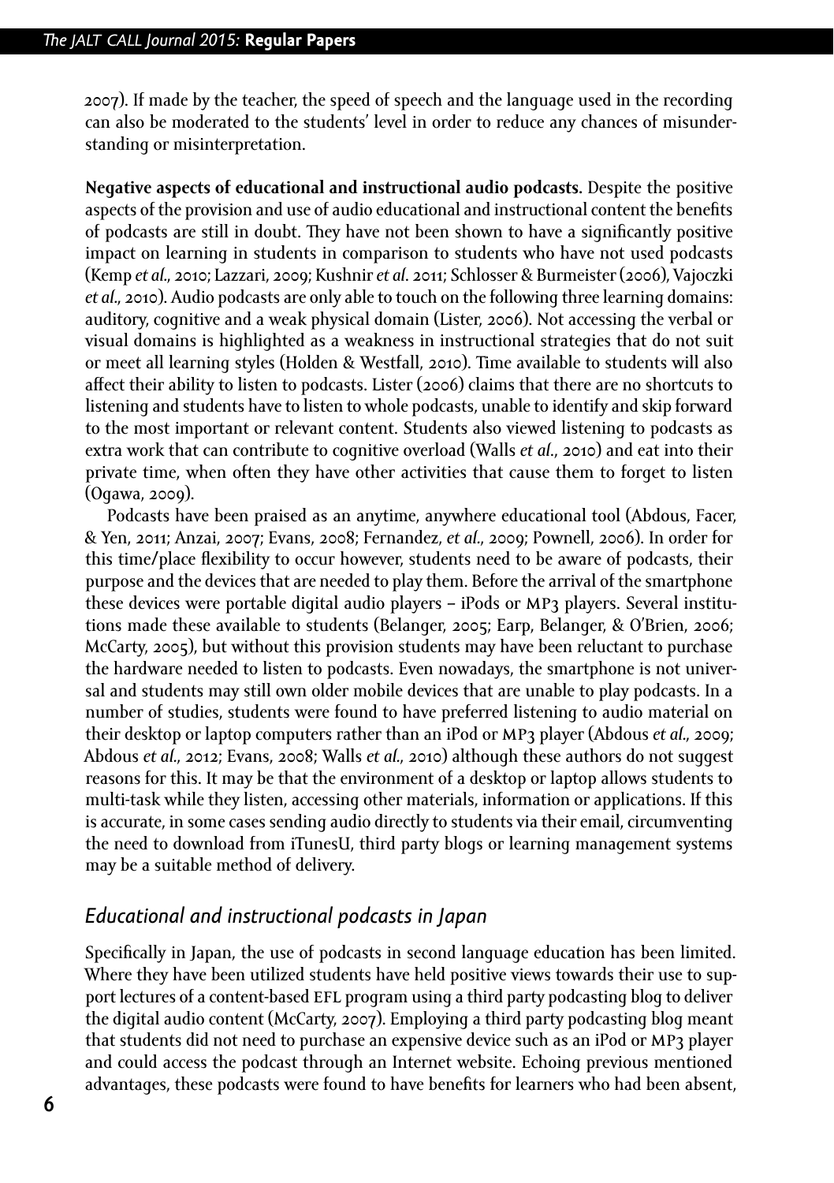2007). If made by the teacher, the speed of speech and the language used in the recording can also be moderated to the students' level in order to reduce any chances of misunderstanding or misinterpretation.

**Negative aspects of educational and instructional audio podcasts.** Despite the positive aspects of the provision and use of audio educational and instructional content the benefits of podcasts are still in doubt. They have not been shown to have a significantly positive impact on learning in students in comparison to students who have not used podcasts (Kemp *et al.*, 2010; Lazzari, 2009; Kushnir *et al.* 2011; Schlosser & Burmeister (2006), Vajoczki *et al.*, 2010). Audio podcasts are only able to touch on the following three learning domains: auditory, cognitive and a weak physical domain (Lister, 2006). Not accessing the verbal or visual domains is highlighted as a weakness in instructional strategies that do not suit or meet all learning styles (Holden & Westfall, 2010). Time available to students will also affect their ability to listen to podcasts. Lister (2006) claims that there are no shortcuts to listening and students have to listen to whole podcasts, unable to identify and skip forward to the most important or relevant content. Students also viewed listening to podcasts as extra work that can contribute to cognitive overload (Walls *et al.*, 2010) and eat into their private time, when often they have other activities that cause them to forget to listen (Ogawa, 2009).

Podcasts have been praised as an anytime, anywhere educational tool (Abdous, Facer, & Yen, 2011; Anzai, 2007; Evans, 2008; Fernandez, *et al.*, 2009; Pownell, 2006). In order for this time/place flexibility to occur however, students need to be aware of podcasts, their purpose and the devices that are needed to play them. Before the arrival of the smartphone these devices were portable digital audio players – iPods or MP3 players. Several institutions made these available to students (Belanger, 2005; Earp, Belanger, & O'Brien, 2006; McCarty, 2005), but without this provision students may have been reluctant to purchase the hardware needed to listen to podcasts. Even nowadays, the smartphone is not universal and students may still own older mobile devices that are unable to play podcasts. In a number of studies, students were found to have preferred listening to audio material on their desktop or laptop computers rather than an iPod or MP3 player (Abdous *et al.*, 2009; Abdous *et al.*, 2012; Evans, 2008; Walls *et al.*, 2010) although these authors do not suggest reasons for this. It may be that the environment of a desktop or laptop allows students to multi-task while they listen, accessing other materials, information or applications. If this is accurate, in some cases sending audio directly to students via their email, circumventing the need to download from iTunesU, third party blogs or learning management systems may be a suitable method of delivery.

### *Educational and instructional podcasts in Japan*

Specifically in Japan, the use of podcasts in second language education has been limited. Where they have been utilized students have held positive views towards their use to support lectures of a content-based EFL program using a third party podcasting blog to deliver the digital audio content (McCarty, 2007). Employing a third party podcasting blog meant that students did not need to purchase an expensive device such as an iPod or MP3 player and could access the podcast through an Internet website. Echoing previous mentioned advantages, these podcasts were found to have benefits for learners who had been absent,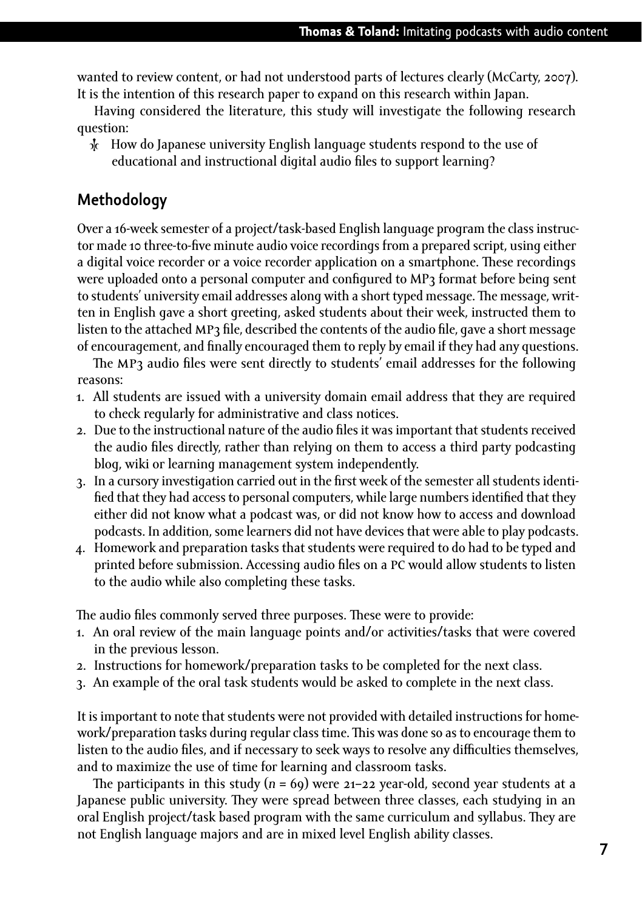wanted to review content, or had not understood parts of lectures clearly (McCarty, 2007). It is the intention of this research paper to expand on this research within Japan.

Having considered the literature, this study will investigate the following research question:

- How do Japanese university English language students respond to the use of educational and instructional digital audio files to support learning?

## Methodology

Over a 16-week semester of a project/task-based English language program the class instructor made 10 three-to-five minute audio voice recordings from a prepared script, using either a digital voice recorder or a voice recorder application on a smartphone. These recordings were uploaded onto a personal computer and configured to MP3 format before being sent to students' university email addresses along with a short typed message. The message, written in English gave a short greeting, asked students about their week, instructed them to listen to the attached MP3 file, described the contents of the audio file, gave a short message of encouragement, and finally encouraged them to reply by email if they had any questions.

The MP3 audio files were sent directly to students' email addresses for the following reasons:

1. All students are issued with a university domain email address that they are required to check regularly for administrative and class notices.
2. Due to the instructional nature of the audio files it was important that students received the audio files directly, rather than relying on them to access a third party podcasting blog, wiki or learning management system independently.
3. In a cursory investigation carried out in the first week of the semester all students identified that they had access to personal computers, while large numbers identified that they either did not know what a podcast was, or did not know how to access and download podcasts. In addition, some learners did not have devices that were able to play podcasts.
4. Homework and preparation tasks that students were required to do had to be typed and printed before submission. Accessing audio files on a PC would allow students to listen to the audio while also completing these tasks.

The audio files commonly served three purposes. These were to provide:

1. An oral review of the main language points and/or activities/tasks that were covered in the previous lesson.
2. Instructions for homework/preparation tasks to be completed for the next class.
3. An example of the oral task students would be asked to complete in the next class.

It is important to note that students were not provided with detailed instructions for homework/preparation tasks during regular class time. This was done so as to encourage them to listen to the audio files, and if necessary to seek ways to resolve any difficulties themselves, and to maximize the use of time for learning and classroom tasks.

The participants in this study ($n = 69$) were 21–22 year-old, second year students at a Japanese public university. They were spread between three classes, each studying in an oral English project/task based program with the same curriculum and syllabus. They are not English language majors and are in mixed level English ability classes.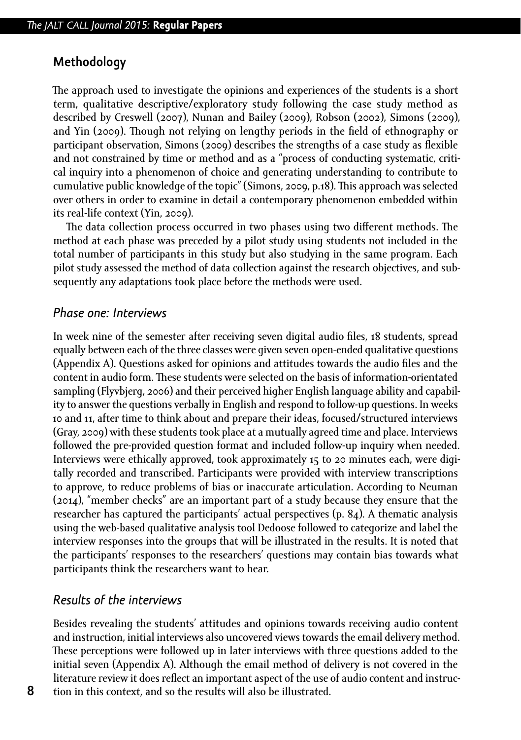## Methodology

The approach used to investigate the opinions and experiences of the students is a short term, qualitative descriptive/exploratory study following the case study method as described by Creswell (2007), Nunan and Bailey (2009), Robson (2002), Simons (2009), and Yin (2009). Though not relying on lengthy periods in the field of ethnography or participant observation, Simons (2009) describes the strengths of a case study as flexible and not constrained by time or method and as a "process of conducting systematic, critical inquiry into a phenomenon of choice and generating understanding to contribute to cumulative public knowledge of the topic" (Simons, 2009, p.18). This approach was selected over others in order to examine in detail a contemporary phenomenon embedded within its real-life context (Yin, 2009).

The data collection process occurred in two phases using two different methods. The method at each phase was preceded by a pilot study using students not included in the total number of participants in this study but also studying in the same program. Each pilot study assessed the method of data collection against the research objectives, and subsequently any adaptations took place before the methods were used.

### *Phase one: Interviews*

In week nine of the semester after receiving seven digital audio files, 18 students, spread equally between each of the three classes were given seven open-ended qualitative questions (Appendix A). Questions asked for opinions and attitudes towards the audio files and the content in audio form. These students were selected on the basis of information-orientated sampling (Flyvbjerg, 2006) and their perceived higher English language ability and capability to answer the questions verbally in English and respond to follow-up questions. In weeks 10 and 11, after time to think about and prepare their ideas, focused/structured interviews (Gray, 2009) with these students took place at a mutually agreed time and place. Interviews followed the pre-provided question format and included follow-up inquiry when needed. Interviews were ethically approved, took approximately 15 to 20 minutes each, were digitally recorded and transcribed. Participants were provided with interview transcriptions to approve, to reduce problems of bias or inaccurate articulation. According to Neuman (2014), "member checks" are an important part of a study because they ensure that the researcher has captured the participants' actual perspectives (p. 84). A thematic analysis using the web-based qualitative analysis tool Dedoose followed to categorize and label the interview responses into the groups that will be illustrated in the results. It is noted that the participants' responses to the researchers' questions may contain bias towards what participants think the researchers want to hear.

### *Results of the interviews*

Besides revealing the students' attitudes and opinions towards receiving audio content and instruction, initial interviews also uncovered views towards the email delivery method. These perceptions were followed up in later interviews with three questions added to the initial seven (Appendix A). Although the email method of delivery is not covered in the literature review it does reflect an important aspect of the use of audio content and instruction in this context, and so the results will also be illustrated.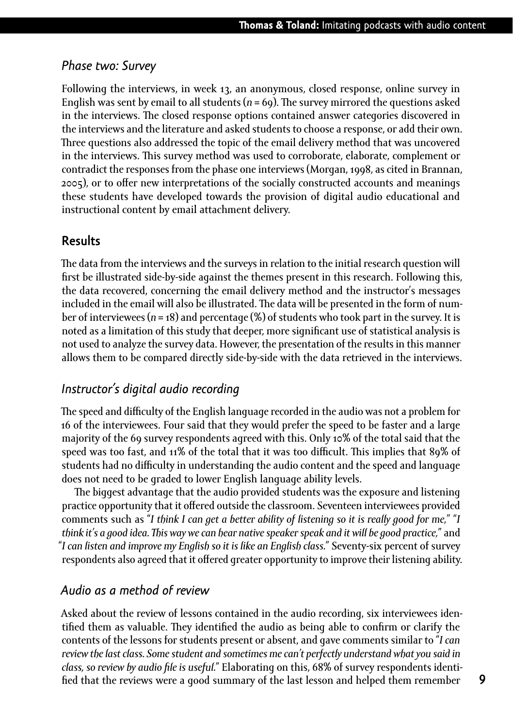### *Phase two: Survey*

Following the interviews, in week 13, an anonymous, closed response, online survey in English was sent by email to all students (*n* = 69). The survey mirrored the questions asked in the interviews. The closed response options contained answer categories discovered in the interviews and the literature and asked students to choose a response, or add their own. Three questions also addressed the topic of the email delivery method that was uncovered in the interviews. This survey method was used to corroborate, elaborate, complement or contradict the responses from the phase one interviews (Morgan, 1998, as cited in Brannan, 2005), or to offer new interpretations of the socially constructed accounts and meanings these students have developed towards the provision of digital audio educational and instructional content by email attachment delivery.

## Results

The data from the interviews and the surveys in relation to the initial research question will first be illustrated side-by-side against the themes present in this research. Following this, the data recovered, concerning the email delivery method and the instructor's messages included in the email will also be illustrated. The data will be presented in the form of number of interviewees (*n* = 18) and percentage (%) of students who took part in the survey. It is noted as a limitation of this study that deeper, more significant use of statistical analysis is not used to analyze the survey data. However, the presentation of the results in this manner allows them to be compared directly side-by-side with the data retrieved in the interviews.

### *Instructor's digital audio recording*

The speed and difficulty of the English language recorded in the audio was not a problem for 16 of the interviewees. Four said that they would prefer the speed to be faster and a large majority of the 69 survey respondents agreed with this. Only 10% of the total said that the speed was too fast, and 11% of the total that it was too difficult. This implies that 89% of students had no difficulty in understanding the audio content and the speed and language does not need to be graded to lower English language ability levels.

The biggest advantage that the audio provided students was the exposure and listening practice opportunity that it offered outside the classroom. Seventeen interviewees provided comments such as "*I think I can get a better ability of listening so it is really good for me,*" "*I think it's a good idea. This way we can hear native speaker speak and it will be good practice,*" and "*I can listen and improve my English so it is like an English class.*" Seventy-six percent of survey respondents also agreed that it offered greater opportunity to improve their listening ability.

### *Audio as a method of review*

Asked about the review of lessons contained in the audio recording, six interviewees identified them as valuable. They identified the audio as being able to confirm or clarify the contents of the lessons for students present or absent, and gave comments similar to "*I can review the last class. Some student and sometimes me can't perfectly understand what you said in class, so review by audio file is useful.*" Elaborating on this, 68% of survey respondents identified that the reviews were a good summary of the last lesson and helped them remember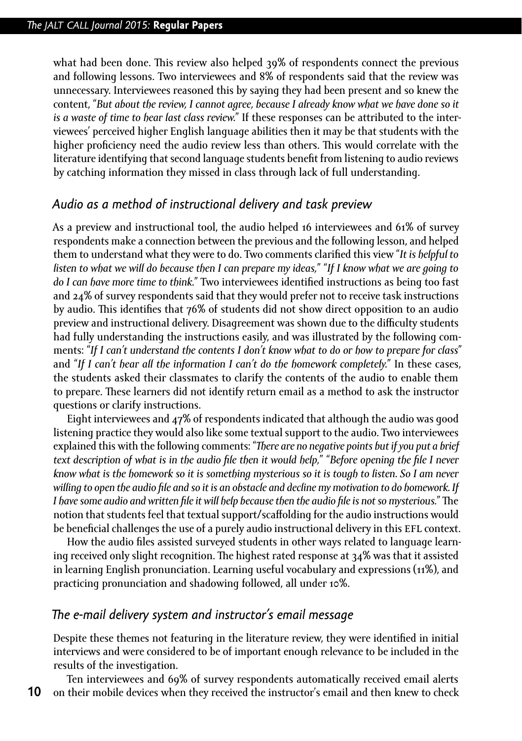what had been done. This review also helped 39% of respondents connect the previous and following lessons. Two interviewees and 8% of respondents said that the review was unnecessary. Interviewees reasoned this by saying they had been present and so knew the content, "*But about the review, I cannot agree, because I already know what we have done so it is a waste of time to hear last class review.*" If these responses can be attributed to the interviewees' perceived higher English language abilities then it may be that students with the higher proficiency need the audio review less than others. This would correlate with the literature identifying that second language students benefit from listening to audio reviews by catching information they missed in class through lack of full understanding.

### *Audio as a method of instructional delivery and task preview*

As a preview and instructional tool, the audio helped 16 interviewees and 61% of survey respondents make a connection between the previous and the following lesson, and helped them to understand what they were to do. Two comments clarified this view "*It is helpful to listen to what we will do because then I can prepare my ideas,*" "*If I know what we are going to do I can have more time to think.*" Two interviewees identified instructions as being too fast and 24% of survey respondents said that they would prefer not to receive task instructions by audio. This identifies that 76% of students did not show direct opposition to an audio preview and instructional delivery. Disagreement was shown due to the difficulty students had fully understanding the instructions easily, and was illustrated by the following comments: "*If I can't understand the contents I don't know what to do or how to prepare for class*" and "*If I can't hear all the information I can't do the homework completely.*" In these cases, the students asked their classmates to clarify the contents of the audio to enable them to prepare. These learners did not identify return email as a method to ask the instructor questions or clarify instructions.

Eight interviewees and 47% of respondents indicated that although the audio was good listening practice they would also like some textual support to the audio. Two interviewees explained this with the following comments: "*There are no negative points but if you put a brief text description of what is in the audio file then it would help,*" "*Before opening the file I never know what is the homework so it is something mysterious so it is tough to listen. So I am never willing to open the audio file and so it is an obstacle and decline my motivation to do homework. If I have some audio and written file it will help because then the audio file is not so mysterious.*" The notion that students feel that textual support/scaffolding for the audio instructions would be beneficial challenges the use of a purely audio instructional delivery in this EFL context.

How the audio files assisted surveyed students in other ways related to language learning received only slight recognition. The highest rated response at 34% was that it assisted in learning English pronunciation. Learning useful vocabulary and expressions (11%), and practicing pronunciation and shadowing followed, all under 10%.

### *The e-mail delivery system and instructor's email message*

Despite these themes not featuring in the literature review, they were identified in initial interviews and were considered to be of important enough relevance to be included in the results of the investigation.

Ten interviewees and 69% of survey respondents automatically received email alerts on their mobile devices when they received the instructor's email and then knew to check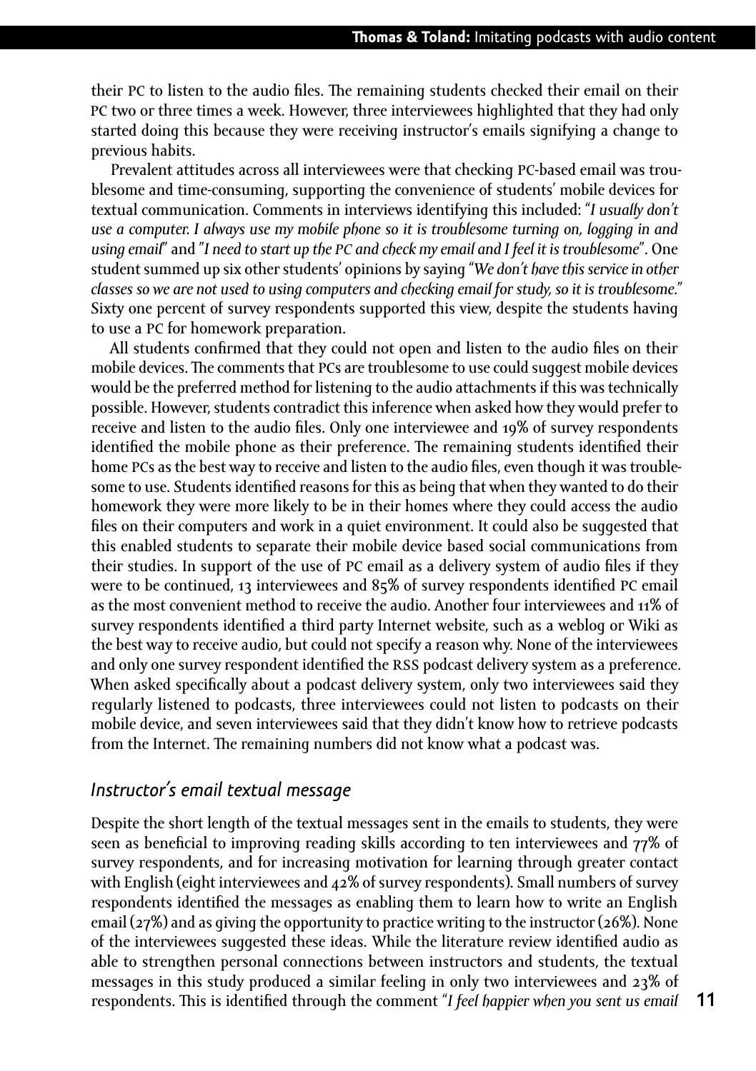their PC to listen to the audio files. The remaining students checked their email on their PC two or three times a week. However, three interviewees highlighted that they had only started doing this because they were receiving instructor's emails signifying a change to previous habits.

Prevalent attitudes across all interviewees were that checking PC-based email was troublesome and time-consuming, supporting the convenience of students' mobile devices for textual communication. Comments in interviews identifying this included: "*I usually don't use a computer. I always use my mobile phone so it is troublesome turning on, logging in and using email*" and "*I need to start up the PC and check my email and I feel it is troublesome*". One student summed up six other students' opinions by saying "*We don't have this service in other classes so we are not used to using computers and checking email for study, so it is troublesome.*" Sixty one percent of survey respondents supported this view, despite the students having to use a PC for homework preparation.

All students confirmed that they could not open and listen to the audio files on their mobile devices. The comments that PCs are troublesome to use could suggest mobile devices would be the preferred method for listening to the audio attachments if this was technically possible. However, students contradict this inference when asked how they would prefer to receive and listen to the audio files. Only one interviewee and 19% of survey respondents identified the mobile phone as their preference. The remaining students identified their home PCs as the best way to receive and listen to the audio files, even though it was troublesome to use. Students identified reasons for this as being that when they wanted to do their homework they were more likely to be in their homes where they could access the audio files on their computers and work in a quiet environment. It could also be suggested that this enabled students to separate their mobile device based social communications from their studies. In support of the use of PC email as a delivery system of audio files if they were to be continued, 13 interviewees and 85% of survey respondents identified PC email as the most convenient method to receive the audio. Another four interviewees and 11% of survey respondents identified a third party Internet website, such as a weblog or Wiki as the best way to receive audio, but could not specify a reason why. None of the interviewees and only one survey respondent identified the RSS podcast delivery system as a preference. When asked specifically about a podcast delivery system, only two interviewees said they regularly listened to podcasts, three interviewees could not listen to podcasts on their mobile device, and seven interviewees said that they didn't know how to retrieve podcasts from the Internet. The remaining numbers did not know what a podcast was.

### *Instructor's email textual message*

Despite the short length of the textual messages sent in the emails to students, they were seen as beneficial to improving reading skills according to ten interviewees and 77% of survey respondents, and for increasing motivation for learning through greater contact with English (eight interviewees and 42% of survey respondents). Small numbers of survey respondents identified the messages as enabling them to learn how to write an English email (27%) and as giving the opportunity to practice writing to the instructor (26%). None of the interviewees suggested these ideas. While the literature review identified audio as able to strengthen personal connections between instructors and students, the textual messages in this study produced a similar feeling in only two interviewees and 23% of respondents. This is identified through the comment "*I feel happier when you sent us email*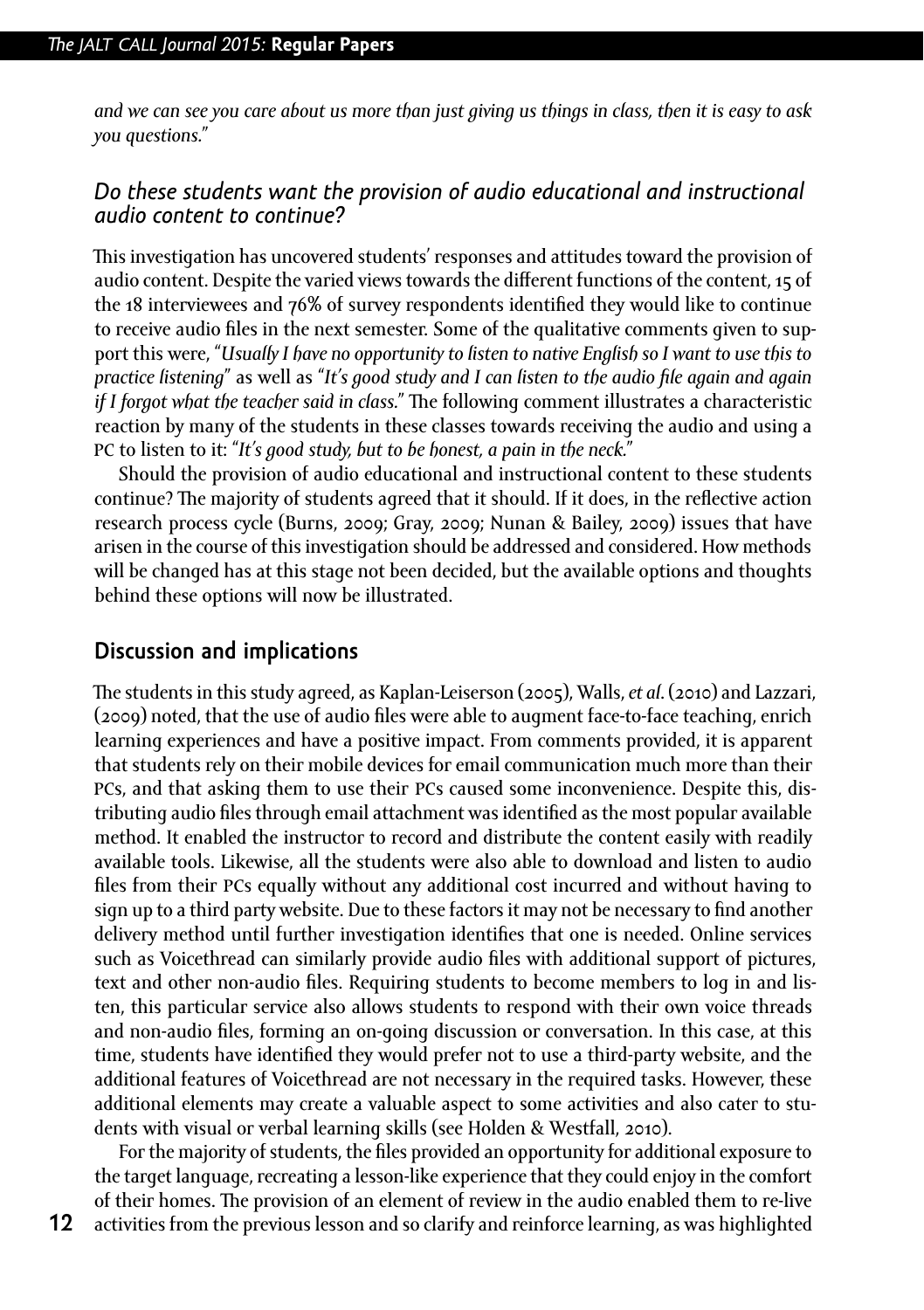*and we can see you care about us more than just giving us things in class, then it is easy to ask you questions."*

### *Do these students want the provision of audio educational and instructional audio content to continue?*

This investigation has uncovered students' responses and attitudes toward the provision of audio content. Despite the varied views towards the different functions of the content, 15 of the 18 interviewees and 76% of survey respondents identified they would like to continue to receive audio files in the next semester. Some of the qualitative comments given to support this were, "*Usually I have no opportunity to listen to native English so I want to use this to practice listening*" as well as "*It's good study and I can listen to the audio file again and again if I forgot what the teacher said in class.*" The following comment illustrates a characteristic reaction by many of the students in these classes towards receiving the audio and using a PC to listen to it: "*It's good study, but to be honest, a pain in the neck.*"

Should the provision of audio educational and instructional content to these students continue? The majority of students agreed that it should. If it does, in the reflective action research process cycle (Burns, 2009; Gray, 2009; Nunan & Bailey, 2009) issues that have arisen in the course of this investigation should be addressed and considered. How methods will be changed has at this stage not been decided, but the available options and thoughts behind these options will now be illustrated.

## Discussion and implications

The students in this study agreed, as Kaplan-Leiserson (2005), Walls, *et al*. (2010) and Lazzari, (2009) noted, that the use of audio files were able to augment face-to-face teaching, enrich learning experiences and have a positive impact. From comments provided, it is apparent that students rely on their mobile devices for email communication much more than their PCs, and that asking them to use their PCs caused some inconvenience. Despite this, distributing audio files through email attachment was identified as the most popular available method. It enabled the instructor to record and distribute the content easily with readily available tools. Likewise, all the students were also able to download and listen to audio files from their PCs equally without any additional cost incurred and without having to sign up to a third party website. Due to these factors it may not be necessary to find another delivery method until further investigation identifies that one is needed. Online services such as Voicethread can similarly provide audio files with additional support of pictures, text and other non-audio files. Requiring students to become members to log in and listen, this particular service also allows students to respond with their own voice threads and non-audio files, forming an on-going discussion or conversation. In this case, at this time, students have identified they would prefer not to use a third-party website, and the additional features of Voicethread are not necessary in the required tasks. However, these additional elements may create a valuable aspect to some activities and also cater to students with visual or verbal learning skills (see Holden & Westfall, 2010).

For the majority of students, the files provided an opportunity for additional exposure to the target language, recreating a lesson-like experience that they could enjoy in the comfort of their homes. The provision of an element of review in the audio enabled them to re-live activities from the previous lesson and so clarify and reinforce learning, as was highlighted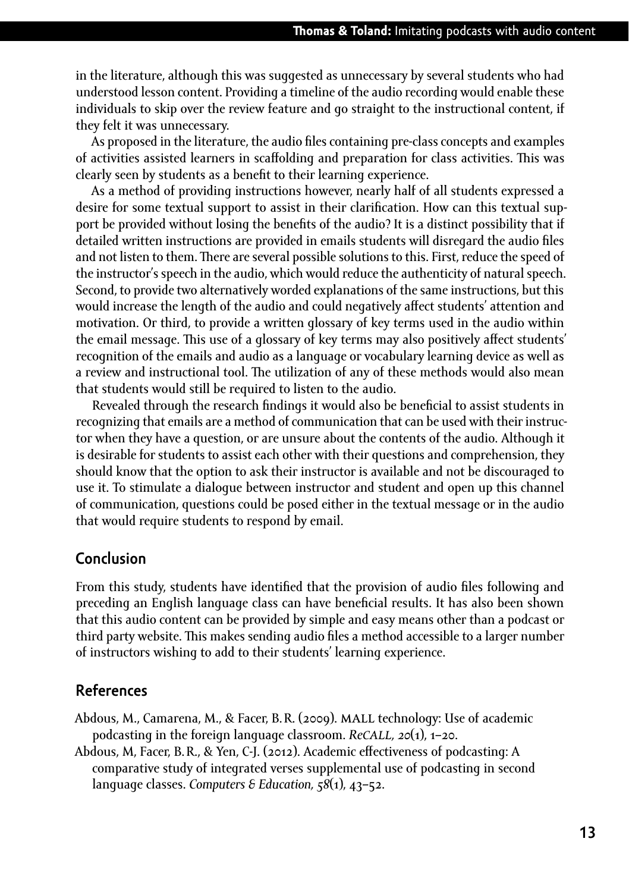in the literature, although this was suggested as unnecessary by several students who had understood lesson content. Providing a timeline of the audio recording would enable these individuals to skip over the review feature and go straight to the instructional content, if they felt it was unnecessary.

As proposed in the literature, the audio files containing pre-class concepts and examples of activities assisted learners in scaffolding and preparation for class activities. This was clearly seen by students as a benefit to their learning experience.

As a method of providing instructions however, nearly half of all students expressed a desire for some textual support to assist in their clarification. How can this textual support be provided without losing the benefits of the audio? It is a distinct possibility that if detailed written instructions are provided in emails students will disregard the audio files and not listen to them. There are several possible solutions to this. First, reduce the speed of the instructor's speech in the audio, which would reduce the authenticity of natural speech. Second, to provide two alternatively worded explanations of the same instructions, but this would increase the length of the audio and could negatively affect students' attention and motivation. Or third, to provide a written glossary of key terms used in the audio within the email message. This use of a glossary of key terms may also positively affect students' recognition of the emails and audio as a language or vocabulary learning device as well as a review and instructional tool. The utilization of any of these methods would also mean that students would still be required to listen to the audio.

Revealed through the research findings it would also be beneficial to assist students in recognizing that emails are a method of communication that can be used with their instructor when they have a question, or are unsure about the contents of the audio. Although it is desirable for students to assist each other with their questions and comprehension, they should know that the option to ask their instructor is available and not be discouraged to use it. To stimulate a dialogue between instructor and student and open up this channel of communication, questions could be posed either in the textual message or in the audio that would require students to respond by email.

## Conclusion

From this study, students have identified that the provision of audio files following and preceding an English language class can have beneficial results. It has also been shown that this audio content can be provided by simple and easy means other than a podcast or third party website. This makes sending audio files a method accessible to a larger number of instructors wishing to add to their students' learning experience.

## References

Abdous, M., Camarena, M., & Facer, B. R. (2009). MALL technology: Use of academic podcasting in the foreign language classroom. *ReCALL, 20*(1), 1–20.

Abdous, M, Facer, B. R., & Yen, C-J. (2012). Academic effectiveness of podcasting: A comparative study of integrated verses supplemental use of podcasting in second language classes. *Computers & Education, 58*(1), 43–52.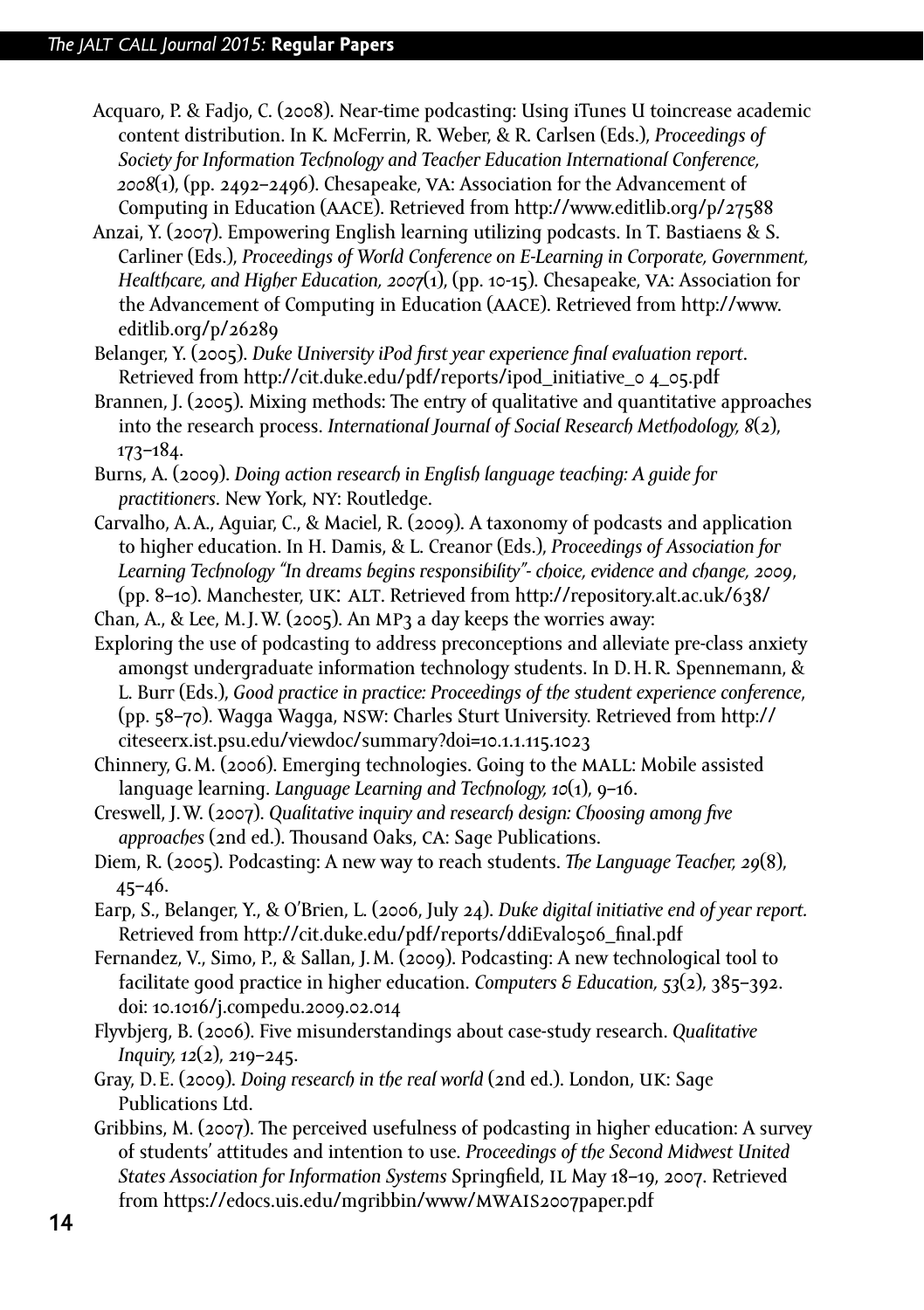Acquaro, P. & Fadjo, C. (2008). Near-time podcasting: Using iTunes U toincrease academic content distribution. In K. McFerrin, R. Weber, & R. Carlsen (Eds.), *Proceedings of Society for Information Technology and Teacher Education International Conference, 2008*(1), (pp. 2492–2496). Chesapeake, VA: Association for the Advancement of Computing in Education (AACE). Retrieved from http://www.editlib.org/p/27588

Anzai, Y. (2007). Empowering English learning utilizing podcasts. In T. Bastiaens & S. Carliner (Eds.), *Proceedings of World Conference on E-Learning in Corporate, Government, Healthcare, and Higher Education, 2007*(1), (pp. 10-15). Chesapeake, VA: Association for the Advancement of Computing in Education (AACE). Retrieved from http://www.editlib.org/p/26289

Belanger, Y. (2005). *Duke University iPod first year experience final evaluation report*. Retrieved from http://cit.duke.edu/pdf/reports/ipod_initiative_0 4_05.pdf

Brannen, J. (2005). Mixing methods: The entry of qualitative and quantitative approaches into the research process. *International Journal of Social Research Methodology, 8*(2), 173–184.

Burns, A. (2009). *Doing action research in English language teaching: A guide for practitioners*. New York, NY: Routledge.

Carvalho, A.A., Aguiar, C., & Maciel, R. (2009). A taxonomy of podcasts and application to higher education. In H. Damis, & L. Creanor (Eds.), *Proceedings of Association for Learning Technology "In dreams begins responsibility"- choice, evidence and change, 2009*, (pp. 8–10). Manchester, UK: ALT. Retrieved from http://repository.alt.ac.uk/638/

Chan, A., & Lee, M.J.W. (2005). An MP3 a day keeps the worries away:

Exploring the use of podcasting to address preconceptions and alleviate pre-class anxiety amongst undergraduate information technology students. In D.H.R. Spennemann, & L. Burr (Eds.), *Good practice in practice: Proceedings of the student experience conference*, (pp. 58–70). Wagga Wagga, NSW: Charles Sturt University. Retrieved from http://citeseerx.ist.psu.edu/viewdoc/summary?doi=10.1.1.115.1023

Chinnery, G.M. (2006). Emerging technologies. Going to the MALL: Mobile assisted language learning. *Language Learning and Technology, 10*(1), 9–16.

Creswell, J.W. (2007). *Qualitative inquiry and research design: Choosing among five approaches* (2nd ed.). Thousand Oaks, CA: Sage Publications.

Diem, R. (2005). Podcasting: A new way to reach students. *The Language Teacher, 29*(8), 45–46.

Earp, S., Belanger, Y., & O'Brien, L. (2006, July 24). *Duke digital initiative end of year report.* Retrieved from http://cit.duke.edu/pdf/reports/ddiEval0506_final.pdf

Fernandez, V., Simo, P., & Sallan, J.M. (2009). Podcasting: A new technological tool to facilitate good practice in higher education. *Computers & Education, 53*(2), 385–392. doi: 10.1016/j.compedu.2009.02.014

Flyvbjerg, B. (2006). Five misunderstandings about case-study research. *Qualitative Inquiry, 12*(2), 219–245.

Gray, D.E. (2009). *Doing research in the real world* (2nd ed.). London, UK: Sage Publications Ltd.

Gribbins, M. (2007). The perceived usefulness of podcasting in higher education: A survey of students' attitudes and intention to use. *Proceedings of the Second Midwest United States Association for Information Systems* Springfield, IL May 18–19, 2007. Retrieved from https://edocs.uis.edu/mgribbin/www/MWAIS2007paper.pdf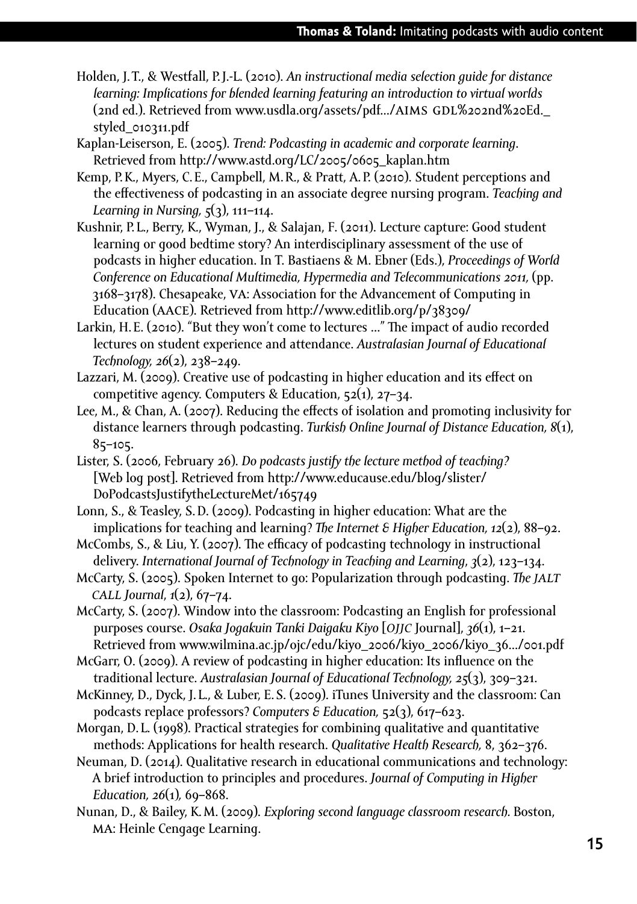Holden, J. T., & Westfall, P. J.-L. (2010). *An instructional media selection guide for distance learning: Implications for blended learning featuring an introduction to virtual worlds* (2nd ed.). Retrieved from www.usdla.org/assets/pdf.../AIMS GDL%202nd%20Ed._styled_010311.pdf

Kaplan-Leiserson, E. (2005). *Trend: Podcasting in academic and corporate learning*. Retrieved from http://www.astd.org/LC/2005/0605_kaplan.htm

Kemp, P. K., Myers, C. E., Campbell, M. R., & Pratt, A. P. (2010). Student perceptions and the effectiveness of podcasting in an associate degree nursing program. *Teaching and Learning in Nursing, 5*(3), 111–114.

Kushnir, P. L., Berry, K., Wyman, J., & Salajan, F. (2011). Lecture capture: Good student learning or good bedtime story? An interdisciplinary assessment of the use of podcasts in higher education. In T. Bastiaens & M. Ebner (Eds.), *Proceedings of World Conference on Educational Multimedia, Hypermedia and Telecommunications 2011,* (pp. 3168–3178). Chesapeake, VA: Association for the Advancement of Computing in Education (AACE). Retrieved from http://www.editlib.org/p/38309/

Larkin, H. E. (2010). "But they won't come to lectures ..." The impact of audio recorded lectures on student experience and attendance. *Australasian Journal of Educational Technology, 26*(2), 238–249.

Lazzari, M. (2009). Creative use of podcasting in higher education and its effect on competitive agency. Computers & Education, 52(1), 27–34.

Lee, M., & Chan, A. (2007). Reducing the effects of isolation and promoting inclusivity for distance learners through podcasting. *Turkish Online Journal of Distance Education, 8*(1), 85–105.

Lister, S. (2006, February 26). *Do podcasts justify the lecture method of teaching?* [Web log post]. Retrieved from http://www.educause.edu/blog/slister/DoPodcastsJustifytheLectureMet/165749

Lonn, S., & Teasley, S. D. (2009). Podcasting in higher education: What are the implications for teaching and learning? *The Internet & Higher Education, 12*(2), 88–92.

McCombs, S., & Liu, Y. (2007). The efficacy of podcasting technology in instructional delivery. *International Journal of Technology in Teaching and Learning, 3*(2), 123–134.

McCarty, S. (2005). Spoken Internet to go: Popularization through podcasting. *The JALT CALL Journal, 1*(2), 67–74.

McCarty, S. (2007). Window into the classroom: Podcasting an English for professional purposes course. *Osaka Jogakuin Tanki Daigaku Kiyo* [*OJJC* Journal], *36*(1), 1–21. Retrieved from www.wilmina.ac.jp/ojc/edu/kiyo_2006/kiyo_2006/kiyo_36.../001.pdf

McGarr, O. (2009). A review of podcasting in higher education: Its influence on the traditional lecture. *Australasian Journal of Educational Technology, 25*(3), 309–321.

McKinney, D., Dyck, J. L., & Luber, E. S. (2009). iTunes University and the classroom: Can podcasts replace professors? *Computers & Education,* 52(3), 617–623.

Morgan, D. L. (1998). Practical strategies for combining qualitative and quantitative methods: Applications for health research. *Qualitative Health Research,* 8, 362–376.

Neuman, D. (2014). Qualitative research in educational communications and technology: A brief introduction to principles and procedures. *Journal of Computing in Higher Education, 26*(1)*,* 69–868.

Nunan, D., & Bailey, K. M. (2009). *Exploring second language classroom research.* Boston, MA: Heinle Cengage Learning.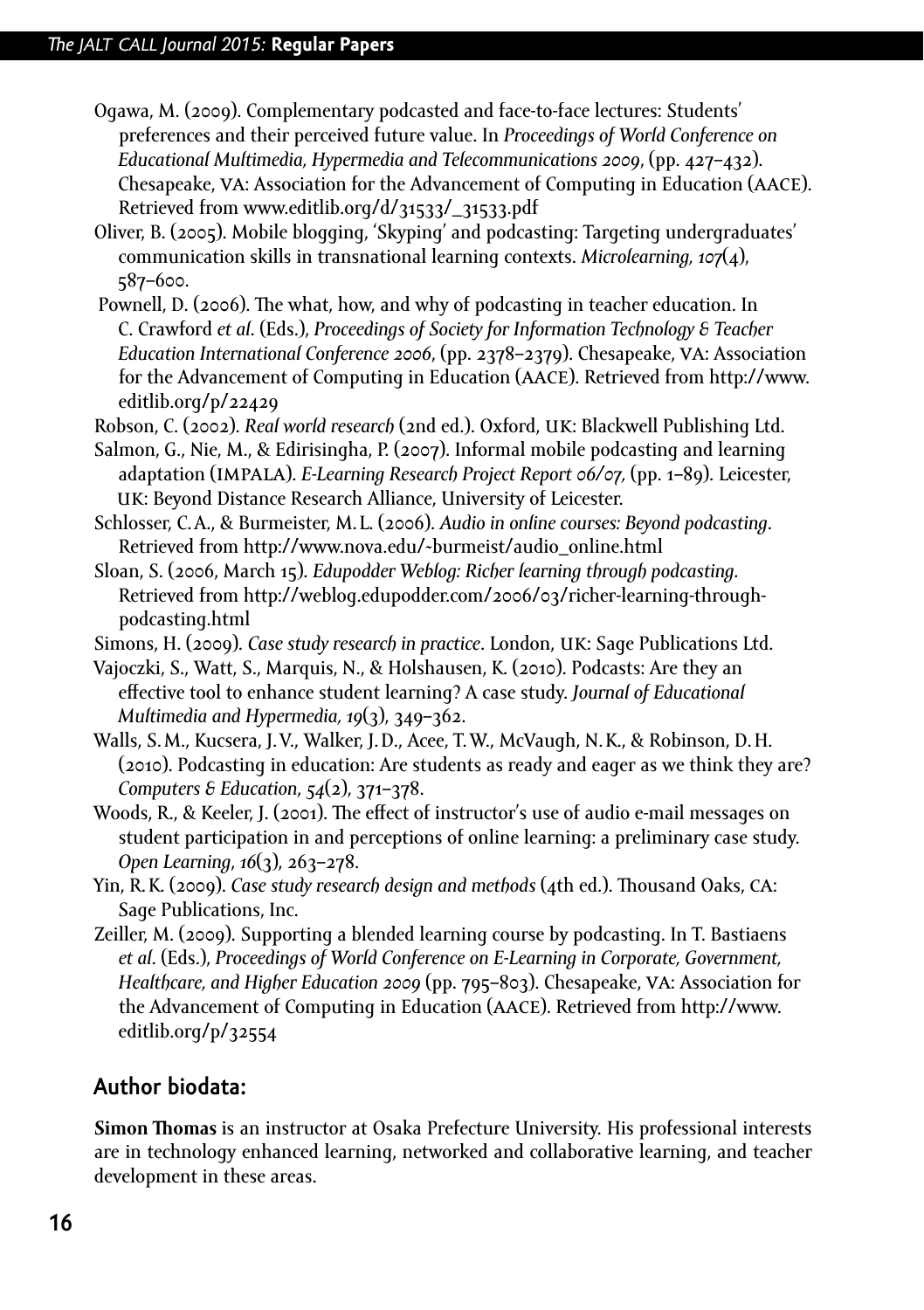Ogawa, M. (2009). Complementary podcasted and face-to-face lectures: Students' preferences and their perceived future value. In *Proceedings of World Conference on Educational Multimedia, Hypermedia and Telecommunications 2009*, (pp. 427–432). Chesapeake, VA: Association for the Advancement of Computing in Education (AACE). Retrieved from www.editlib.org/d/31533/_31533.pdf

Oliver, B. (2005). Mobile blogging, 'Skyping' and podcasting: Targeting undergraduates' communication skills in transnational learning contexts. *Microlearning, 107*(4), 587–600.

Pownell, D. (2006). The what, how, and why of podcasting in teacher education. In C. Crawford *et al.* (Eds.), *Proceedings of Society for Information Technology & Teacher Education International Conference 2006*, (pp. 2378–2379). Chesapeake, VA: Association for the Advancement of Computing in Education (AACE). Retrieved from http://www.editlib.org/p/22429

Robson, C. (2002). *Real world research* (2nd ed.). Oxford, UK: Blackwell Publishing Ltd.

Salmon, G., Nie, M., & Edirisingha, P. (2007). Informal mobile podcasting and learning adaptation (IMPALA). *E-Learning Research Project Report 06/07*, (pp. 1–89). Leicester, UK: Beyond Distance Research Alliance, University of Leicester.

Schlosser, C.A., & Burmeister, M.L. (2006). *Audio in online courses: Beyond podcasting*. Retrieved from http://www.nova.edu/~burmeist/audio_online.html

Sloan, S. (2006, March 15). *Edupodder Weblog: Richer learning through podcasting*. Retrieved from http://weblog.edupodder.com/2006/03/richer-learning-through-podcasting.html

Simons, H. (2009). *Case study research in practice*. London, UK: Sage Publications Ltd.

Vajoczki, S., Watt, S., Marquis, N., & Holshausen, K. (2010). Podcasts: Are they an effective tool to enhance student learning? A case study. *Journal of Educational Multimedia and Hypermedia, 19*(3), 349–362.

Walls, S.M., Kucsera, J.V., Walker, J.D., Acee, T.W., McVaugh, N.K., & Robinson, D.H. (2010). Podcasting in education: Are students as ready and eager as we think they are? *Computers & Education, 54*(2), 371–378.

Woods, R., & Keeler, J. (2001). The effect of instructor's use of audio e-mail messages on student participation in and perceptions of online learning: a preliminary case study. *Open Learning, 16*(3), 263–278.

Yin, R.K. (2009). *Case study research design and methods* (4th ed.). Thousand Oaks, CA: Sage Publications, Inc.

Zeiller, M. (2009). Supporting a blended learning course by podcasting. In T. Bastiaens *et al.* (Eds.), *Proceedings of World Conference on E-Learning in Corporate, Government, Healthcare, and Higher Education 2009* (pp. 795–803). Chesapeake, VA: Association for the Advancement of Computing in Education (AACE). Retrieved from http://www.editlib.org/p/32554

## Author biodata:

**Simon Thomas** is an instructor at Osaka Prefecture University. His professional interests are in technology enhanced learning, networked and collaborative learning, and teacher development in these areas.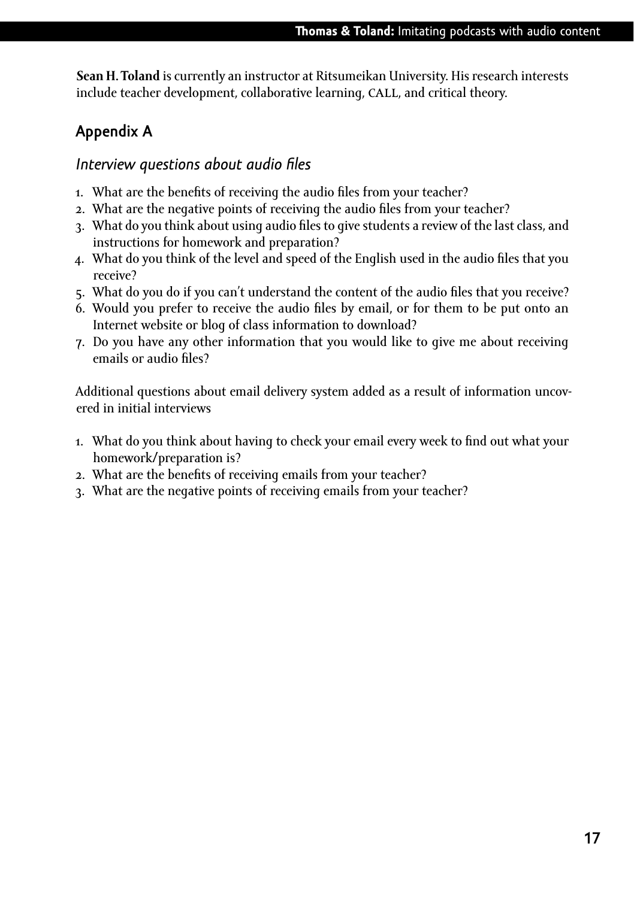**Sean H. Toland** is currently an instructor at Ritsumeikan University. His research interests include teacher development, collaborative learning, CALL, and critical theory.

## Appendix A

### *Interview questions about audio files*

1. What are the benefits of receiving the audio files from your teacher?
2. What are the negative points of receiving the audio files from your teacher?
3. What do you think about using audio files to give students a review of the last class, and instructions for homework and preparation?
4. What do you think of the level and speed of the English used in the audio files that you receive?
5. What do you do if you can't understand the content of the audio files that you receive?
6. Would you prefer to receive the audio files by email, or for them to be put onto an Internet website or blog of class information to download?
7. Do you have any other information that you would like to give me about receiving emails or audio files?

Additional questions about email delivery system added as a result of information uncovered in initial interviews

1. What do you think about having to check your email every week to find out what your homework/preparation is?
2. What are the benefits of receiving emails from your teacher?
3. What are the negative points of receiving emails from your teacher?